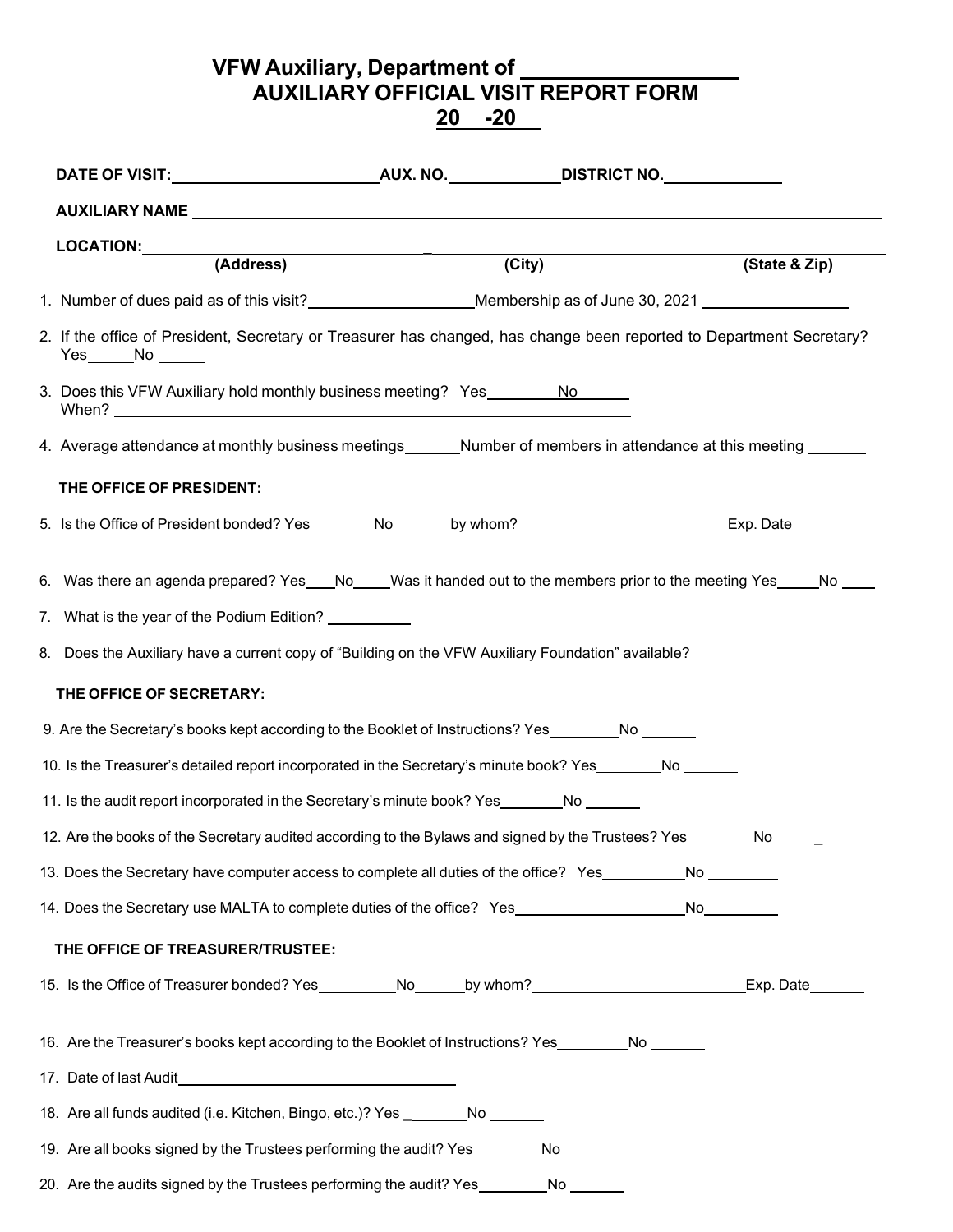# VFW Auxiliary, Department of ___________________
## AUXILIARY OFFICIAL VISIT REPORT FORM
## 20 -20

**DATE OF VISIT:** ________________________ **AUX. NO.** ____________ **DISTRICT NO.** ____________

**AUXILIARY NAME** ____________________________________________________________

**LOCATION:** ________________________________ ________________________________ ____________________
(Address) (City) (State & Zip)

1. Number of dues paid as of this visit? ___________________ Membership as of June 30, 2021 ________________
2. If the office of President, Secretary or Treasurer has changed, has change been reported to Department Secretary? Yes_____No _____
3. Does this VFW Auxiliary hold monthly business meeting? Yes________ No______
   When? ____________________________________________________________
4. Average attendance at monthly business meetings______Number of members in attendance at this meeting ______

**THE OFFICE OF PRESIDENT:**

5. Is the Office of President bonded? Yes________No_______by whom?_________________________Exp. Date________
6. Was there an agenda prepared? Yes___No____Was it handed out to the members prior to the meeting Yes_____No ____
7. What is the year of the Podium Edition? __________
8. Does the Auxiliary have a current copy of "Building on the VFW Auxiliary Foundation" available? __________

**THE OFFICE OF SECRETARY:**

9. Are the Secretary's books kept according to the Booklet of Instructions? Yes________No _______
10. Is the Treasurer's detailed report incorporated in the Secretary's minute book? Yes________No _______
11. Is the audit report incorporated in the Secretary's minute book? Yes________No _______
12. Are the books of the Secretary audited according to the Bylaws and signed by the Trustees? Yes________No______
13. Does the Secretary have computer access to complete all duties of the office? Yes__________No ________
14. Does the Secretary use MALTA to complete duties of the office? Yes_____________________No_________

**THE OFFICE OF TREASURER/TRUSTEE:**

15. Is the Office of Treasurer bonded? Yes_________No______by whom?__________________________Exp. Date______
16. Are the Treasurer's books kept according to the Booklet of Instructions? Yes________No ______
17. Date of last Audit___________________________________
18. Are all funds audited (i.e. Kitchen, Bingo, etc.)? Yes ________No _______
19. Are all books signed by the Trustees performing the audit? Yes________No _______
20. Are the audits signed by the Trustees performing the audit? Yes________No _______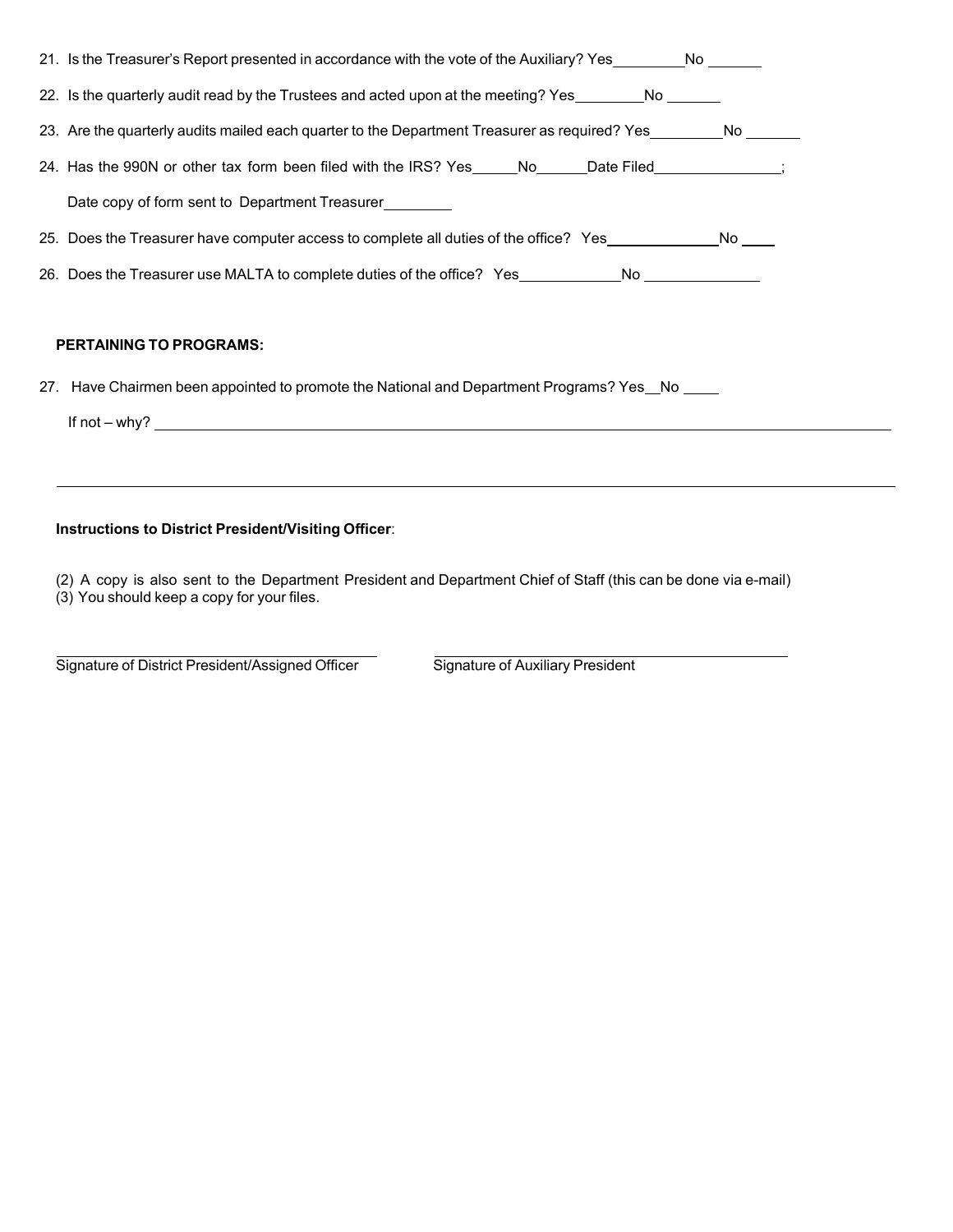21. Is the Treasurer's Report presented in accordance with the vote of the Auxiliary? Yes_________No _______

22. Is the quarterly audit read by the Trustees and acted upon at the meeting? Yes_________No _______

23. Are the quarterly audits mailed each quarter to the Department Treasurer as required? Yes_________No _______

24. Has the 990N or other tax form been filed with the IRS? Yes______No______Date Filed________________;

    Date copy of form sent to Department Treasurer_________

25. Does the Treasurer have computer access to complete all duties of the office? Yes______________No ____

26. Does the Treasurer use MALTA to complete duties of the office? Yes_____________No ______________

**PERTAINING TO PROGRAMS:**

27. Have Chairmen been appointed to promote the National and Department Programs? Yes__No ____

    If not – why? ______________________________________________________________________________

___________________________________________________________________________________________

**Instructions to District President/Visiting Officer**:

(2) A copy is also sent to the Department President and Department Chief of Staff (this can be done via e-mail)
(3) You should keep a copy for your files.

______________________________________ ______________________________________
Signature of District President/Assigned Officer Signature of Auxiliary President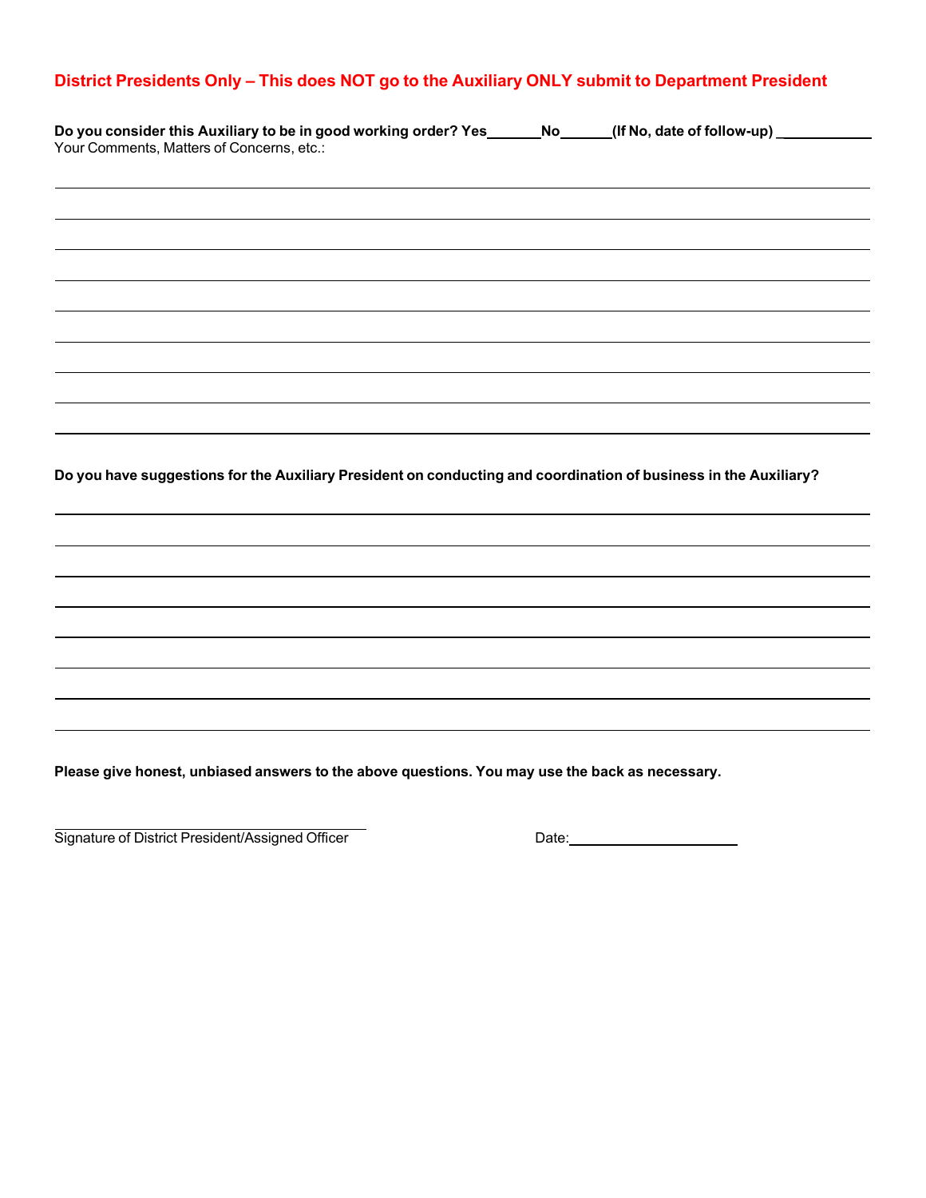**District Presidents Only – This does NOT go to the Auxiliary ONLY submit to Department President**

**Do you consider this Auxiliary to be in good working order? Yes\_\_\_\_\_\_\_No\_\_\_\_\_\_\_(If No, date of follow-up) \_\_\_\_\_\_\_\_\_\_\_\_**

Your Comments, Matters of Concerns, etc.:

\_\_\_\_\_\_\_\_\_\_\_\_\_\_\_\_\_\_\_\_\_\_\_\_\_\_\_\_\_\_\_\_\_\_\_\_\_\_\_\_\_\_\_\_\_\_\_\_\_\_\_\_\_\_\_\_\_\_\_\_\_\_\_\_\_\_\_\_\_\_\_\_\_\_\_\_\_\_

\_\_\_\_\_\_\_\_\_\_\_\_\_\_\_\_\_\_\_\_\_\_\_\_\_\_\_\_\_\_\_\_\_\_\_\_\_\_\_\_\_\_\_\_\_\_\_\_\_\_\_\_\_\_\_\_\_\_\_\_\_\_\_\_\_\_\_\_\_\_\_\_\_\_\_\_\_\_

\_\_\_\_\_\_\_\_\_\_\_\_\_\_\_\_\_\_\_\_\_\_\_\_\_\_\_\_\_\_\_\_\_\_\_\_\_\_\_\_\_\_\_\_\_\_\_\_\_\_\_\_\_\_\_\_\_\_\_\_\_\_\_\_\_\_\_\_\_\_\_\_\_\_\_\_\_\_

\_\_\_\_\_\_\_\_\_\_\_\_\_\_\_\_\_\_\_\_\_\_\_\_\_\_\_\_\_\_\_\_\_\_\_\_\_\_\_\_\_\_\_\_\_\_\_\_\_\_\_\_\_\_\_\_\_\_\_\_\_\_\_\_\_\_\_\_\_\_\_\_\_\_\_\_\_\_

\_\_\_\_\_\_\_\_\_\_\_\_\_\_\_\_\_\_\_\_\_\_\_\_\_\_\_\_\_\_\_\_\_\_\_\_\_\_\_\_\_\_\_\_\_\_\_\_\_\_\_\_\_\_\_\_\_\_\_\_\_\_\_\_\_\_\_\_\_\_\_\_\_\_\_\_\_\_

\_\_\_\_\_\_\_\_\_\_\_\_\_\_\_\_\_\_\_\_\_\_\_\_\_\_\_\_\_\_\_\_\_\_\_\_\_\_\_\_\_\_\_\_\_\_\_\_\_\_\_\_\_\_\_\_\_\_\_\_\_\_\_\_\_\_\_\_\_\_\_\_\_\_\_\_\_\_

\_\_\_\_\_\_\_\_\_\_\_\_\_\_\_\_\_\_\_\_\_\_\_\_\_\_\_\_\_\_\_\_\_\_\_\_\_\_\_\_\_\_\_\_\_\_\_\_\_\_\_\_\_\_\_\_\_\_\_\_\_\_\_\_\_\_\_\_\_\_\_\_\_\_\_\_\_\_

\_\_\_\_\_\_\_\_\_\_\_\_\_\_\_\_\_\_\_\_\_\_\_\_\_\_\_\_\_\_\_\_\_\_\_\_\_\_\_\_\_\_\_\_\_\_\_\_\_\_\_\_\_\_\_\_\_\_\_\_\_\_\_\_\_\_\_\_\_\_\_\_\_\_\_\_\_\_

**Do you have suggestions for the Auxiliary President on conducting and coordination of business in the Auxiliary?**

\_\_\_\_\_\_\_\_\_\_\_\_\_\_\_\_\_\_\_\_\_\_\_\_\_\_\_\_\_\_\_\_\_\_\_\_\_\_\_\_\_\_\_\_\_\_\_\_\_\_\_\_\_\_\_\_\_\_\_\_\_\_\_\_\_\_\_\_\_\_\_\_\_\_\_\_\_\_

\_\_\_\_\_\_\_\_\_\_\_\_\_\_\_\_\_\_\_\_\_\_\_\_\_\_\_\_\_\_\_\_\_\_\_\_\_\_\_\_\_\_\_\_\_\_\_\_\_\_\_\_\_\_\_\_\_\_\_\_\_\_\_\_\_\_\_\_\_\_\_\_\_\_\_\_\_\_

\_\_\_\_\_\_\_\_\_\_\_\_\_\_\_\_\_\_\_\_\_\_\_\_\_\_\_\_\_\_\_\_\_\_\_\_\_\_\_\_\_\_\_\_\_\_\_\_\_\_\_\_\_\_\_\_\_\_\_\_\_\_\_\_\_\_\_\_\_\_\_\_\_\_\_\_\_\_

\_\_\_\_\_\_\_\_\_\_\_\_\_\_\_\_\_\_\_\_\_\_\_\_\_\_\_\_\_\_\_\_\_\_\_\_\_\_\_\_\_\_\_\_\_\_\_\_\_\_\_\_\_\_\_\_\_\_\_\_\_\_\_\_\_\_\_\_\_\_\_\_\_\_\_\_\_\_

\_\_\_\_\_\_\_\_\_\_\_\_\_\_\_\_\_\_\_\_\_\_\_\_\_\_\_\_\_\_\_\_\_\_\_\_\_\_\_\_\_\_\_\_\_\_\_\_\_\_\_\_\_\_\_\_\_\_\_\_\_\_\_\_\_\_\_\_\_\_\_\_\_\_\_\_\_\_

\_\_\_\_\_\_\_\_\_\_\_\_\_\_\_\_\_\_\_\_\_\_\_\_\_\_\_\_\_\_\_\_\_\_\_\_\_\_\_\_\_\_\_\_\_\_\_\_\_\_\_\_\_\_\_\_\_\_\_\_\_\_\_\_\_\_\_\_\_\_\_\_\_\_\_\_\_\_

\_\_\_\_\_\_\_\_\_\_\_\_\_\_\_\_\_\_\_\_\_\_\_\_\_\_\_\_\_\_\_\_\_\_\_\_\_\_\_\_\_\_\_\_\_\_\_\_\_\_\_\_\_\_\_\_\_\_\_\_\_\_\_\_\_\_\_\_\_\_\_\_\_\_\_\_\_\_

\_\_\_\_\_\_\_\_\_\_\_\_\_\_\_\_\_\_\_\_\_\_\_\_\_\_\_\_\_\_\_\_\_\_\_\_\_\_\_\_\_\_\_\_\_\_\_\_\_\_\_\_\_\_\_\_\_\_\_\_\_\_\_\_\_\_\_\_\_\_\_\_\_\_\_\_\_\_

**Please give honest, unbiased answers to the above questions. You may use the back as necessary.**

\_\_\_\_\_\_\_\_\_\_\_\_\_\_\_\_\_\_\_\_\_\_\_\_\_\_\_\_\_\_\_\_\_\_\_\_\_\_\_\_
Signature of District President/Assigned Officer

Date:\_\_\_\_\_\_\_\_\_\_\_\_\_\_\_\_\_\_\_\_\_\_